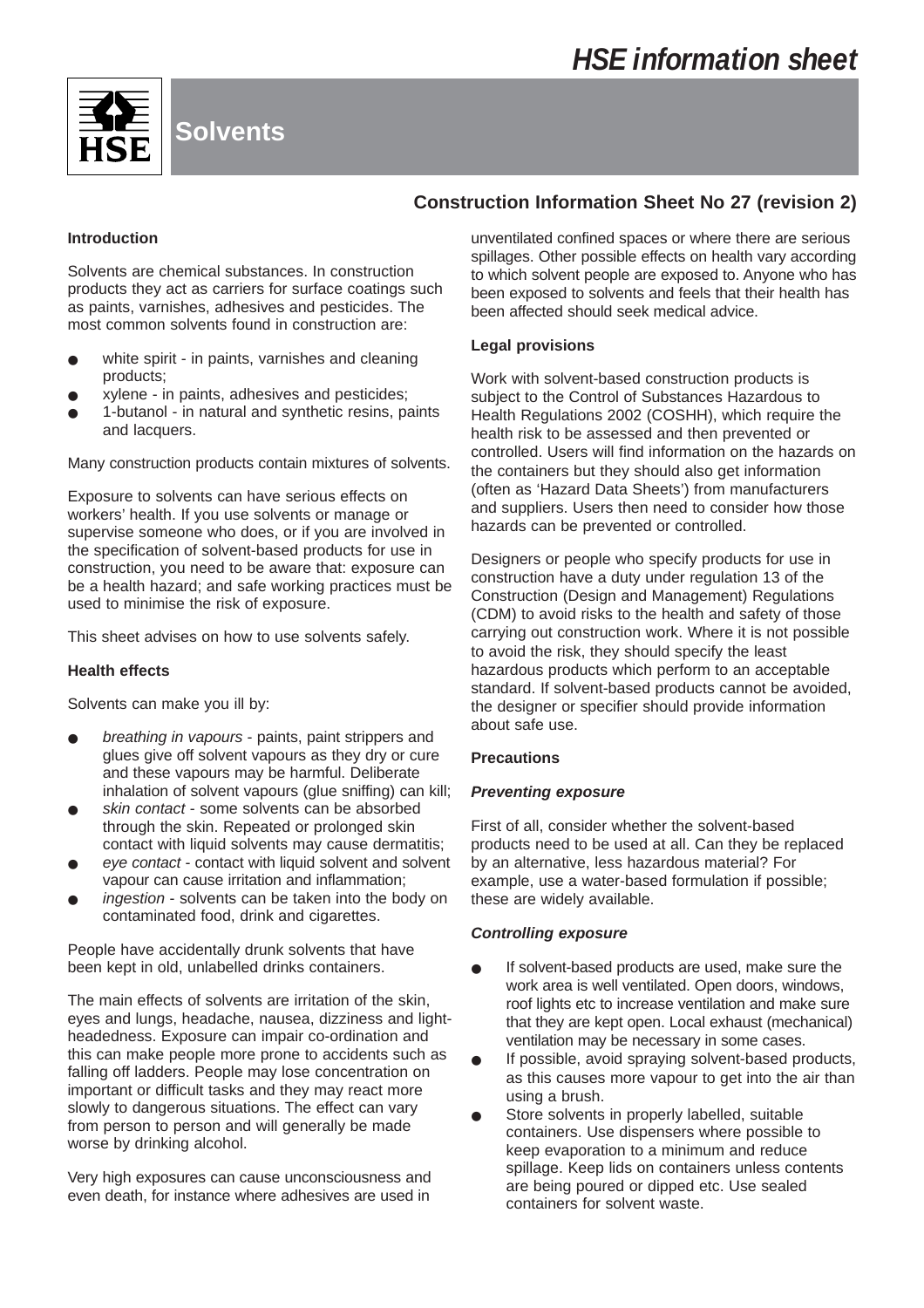# HSE information sheet

## Solvents

### Construction Information Sheet No 27 (revision 2)

**Introduction**

Solvents are chemical substances. In construction products they act as carriers for surface coatings such as paints, varnishes, adhesives and pesticides. The most common solvents found in construction are:

- white spirit - in paints, varnishes and cleaning products;
- xylene - in paints, adhesives and pesticides;
- 1-butanol - in natural and synthetic resins, paints and lacquers.

Many construction products contain mixtures of solvents.

Exposure to solvents can have serious effects on workers' health. If you use solvents or manage or supervise someone who does, or if you are involved in the specification of solvent-based products for use in construction, you need to be aware that: exposure can be a health hazard; and safe working practices must be used to minimise the risk of exposure.

This sheet advises on how to use solvents safely.

**Health effects**

Solvents can make you ill by:

- *breathing in vapours* - paints, paint strippers and glues give off solvent vapours as they dry or cure and these vapours may be harmful. Deliberate inhalation of solvent vapours (glue sniffing) can kill;
- *skin contact* - some solvents can be absorbed through the skin. Repeated or prolonged skin contact with liquid solvents may cause dermatitis;
- *eye contact* - contact with liquid solvent and solvent vapour can cause irritation and inflammation;
- *ingestion* - solvents can be taken into the body on contaminated food, drink and cigarettes.

People have accidentally drunk solvents that have been kept in old, unlabelled drinks containers.

The main effects of solvents are irritation of the skin, eyes and lungs, headache, nausea, dizziness and light-headedness. Exposure can impair co-ordination and this can make people more prone to accidents such as falling off ladders. People may lose concentration on important or difficult tasks and they may react more slowly to dangerous situations. The effect can vary from person to person and will generally be made worse by drinking alcohol.

Very high exposures can cause unconsciousness and even death, for instance where adhesives are used in unventilated confined spaces or where there are serious spillages. Other possible effects on health vary according to which solvent people are exposed to. Anyone who has been exposed to solvents and feels that their health has been affected should seek medical advice.

**Legal provisions**

Work with solvent-based construction products is subject to the Control of Substances Hazardous to Health Regulations 2002 (COSHH), which require the health risk to be assessed and then prevented or controlled. Users will find information on the hazards on the containers but they should also get information (often as 'Hazard Data Sheets') from manufacturers and suppliers. Users then need to consider how those hazards can be prevented or controlled.

Designers or people who specify products for use in construction have a duty under regulation 13 of the Construction (Design and Management) Regulations (CDM) to avoid risks to the health and safety of those carrying out construction work. Where it is not possible to avoid the risk, they should specify the least hazardous products which perform to an acceptable standard. If solvent-based products cannot be avoided, the designer or specifier should provide information about safe use.

**Precautions**

***Preventing exposure***

First of all, consider whether the solvent-based products need to be used at all. Can they be replaced by an alternative, less hazardous material? For example, use a water-based formulation if possible; these are widely available.

***Controlling exposure***

- If solvent-based products are used, make sure the work area is well ventilated. Open doors, windows, roof lights etc to increase ventilation and make sure that they are kept open. Local exhaust (mechanical) ventilation may be necessary in some cases.
- If possible, avoid spraying solvent-based products, as this causes more vapour to get into the air than using a brush.
- Store solvents in properly labelled, suitable containers. Use dispensers where possible to keep evaporation to a minimum and reduce spillage. Keep lids on containers unless contents are being poured or dipped etc. Use sealed containers for solvent waste.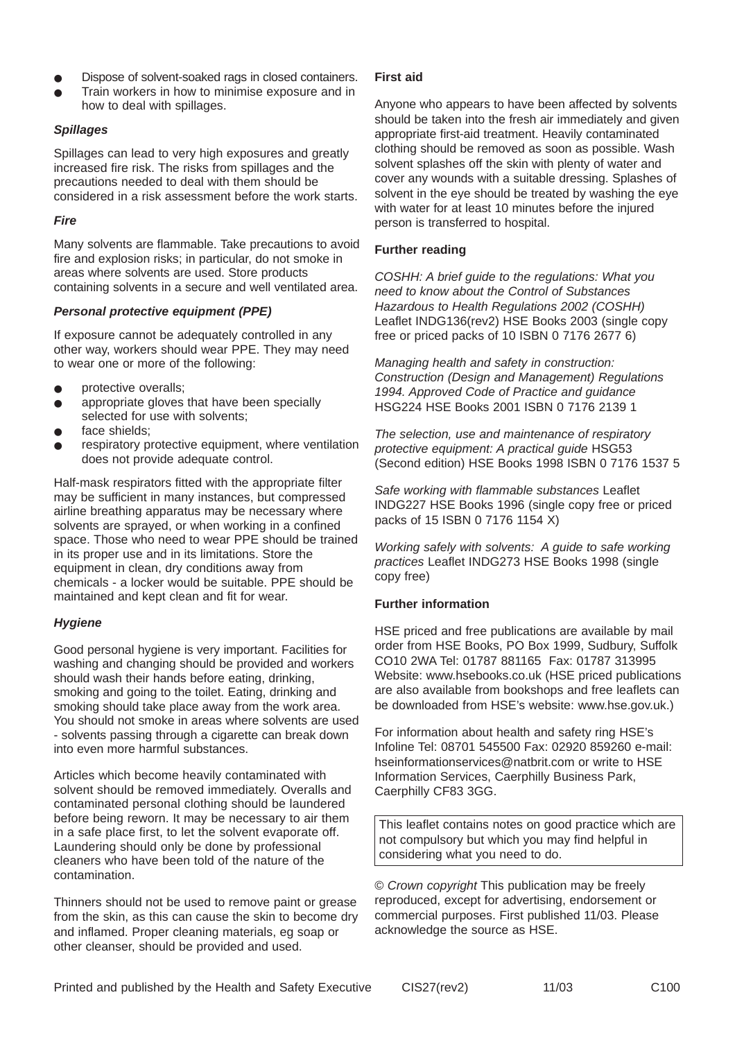- Dispose of solvent-soaked rags in closed containers.
- Train workers in how to minimise exposure and in how to deal with spillages.

***Spillages***

Spillages can lead to very high exposures and greatly increased fire risk. The risks from spillages and the precautions needed to deal with them should be considered in a risk assessment before the work starts.

***Fire***

Many solvents are flammable. Take precautions to avoid fire and explosion risks; in particular, do not smoke in areas where solvents are used. Store products containing solvents in a secure and well ventilated area.

***Personal protective equipment (PPE)***

If exposure cannot be adequately controlled in any other way, workers should wear PPE. They may need to wear one or more of the following:

- protective overalls;
- appropriate gloves that have been specially selected for use with solvents;
- face shields;
- respiratory protective equipment, where ventilation does not provide adequate control.

Half-mask respirators fitted with the appropriate filter may be sufficient in many instances, but compressed airline breathing apparatus may be necessary where solvents are sprayed, or when working in a confined space. Those who need to wear PPE should be trained in its proper use and in its limitations. Store the equipment in clean, dry conditions away from chemicals - a locker would be suitable. PPE should be maintained and kept clean and fit for wear.

***Hygiene***

Good personal hygiene is very important. Facilities for washing and changing should be provided and workers should wash their hands before eating, drinking, smoking and going to the toilet. Eating, drinking and smoking should take place away from the work area. You should not smoke in areas where solvents are used - solvents passing through a cigarette can break down into even more harmful substances.

Articles which become heavily contaminated with solvent should be removed immediately. Overalls and contaminated personal clothing should be laundered before being reworn. It may be necessary to air them in a safe place first, to let the solvent evaporate off. Laundering should only be done by professional cleaners who have been told of the nature of the contamination.

Thinners should not be used to remove paint or grease from the skin, as this can cause the skin to become dry and inflamed. Proper cleaning materials, eg soap or other cleanser, should be provided and used.

**First aid**

Anyone who appears to have been affected by solvents should be taken into the fresh air immediately and given appropriate first-aid treatment. Heavily contaminated clothing should be removed as soon as possible. Wash solvent splashes off the skin with plenty of water and cover any wounds with a suitable dressing. Splashes of solvent in the eye should be treated by washing the eye with water for at least 10 minutes before the injured person is transferred to hospital.

**Further reading**

*COSHH: A brief guide to the regulations: What you need to know about the Control of Substances Hazardous to Health Regulations 2002 (COSHH)* Leaflet INDG136(rev2) HSE Books 2003 (single copy free or priced packs of 10 ISBN 0 7176 2677 6)

*Managing health and safety in construction: Construction (Design and Management) Regulations 1994. Approved Code of Practice and guidance* HSG224 HSE Books 2001 ISBN 0 7176 2139 1

*The selection, use and maintenance of respiratory protective equipment: A practical guide* HSG53 (Second edition) HSE Books 1998 ISBN 0 7176 1537 5

*Safe working with flammable substances* Leaflet INDG227 HSE Books 1996 (single copy free or priced packs of 15 ISBN 0 7176 1154 X)

*Working safely with solvents: A guide to safe working practices* Leaflet INDG273 HSE Books 1998 (single copy free)

**Further information**

HSE priced and free publications are available by mail order from HSE Books, PO Box 1999, Sudbury, Suffolk CO10 2WA Tel: 01787 881165 Fax: 01787 313995 Website: www.hsebooks.co.uk (HSE priced publications are also available from bookshops and free leaflets can be downloaded from HSE's website: www.hse.gov.uk.)

For information about health and safety ring HSE's Infoline Tel: 08701 545500 Fax: 02920 859260 e-mail: hseinformationservices@natbrit.com or write to HSE Information Services, Caerphilly Business Park, Caerphilly CF83 3GG.

This leaflet contains notes on good practice which are not compulsory but which you may find helpful in considering what you need to do.

© *Crown copyright* This publication may be freely reproduced, except for advertising, endorsement or commercial purposes. First published 11/03. Please acknowledge the source as HSE.

Printed and published by the Health and Safety Executive CIS27(rev2) 11/03 C100